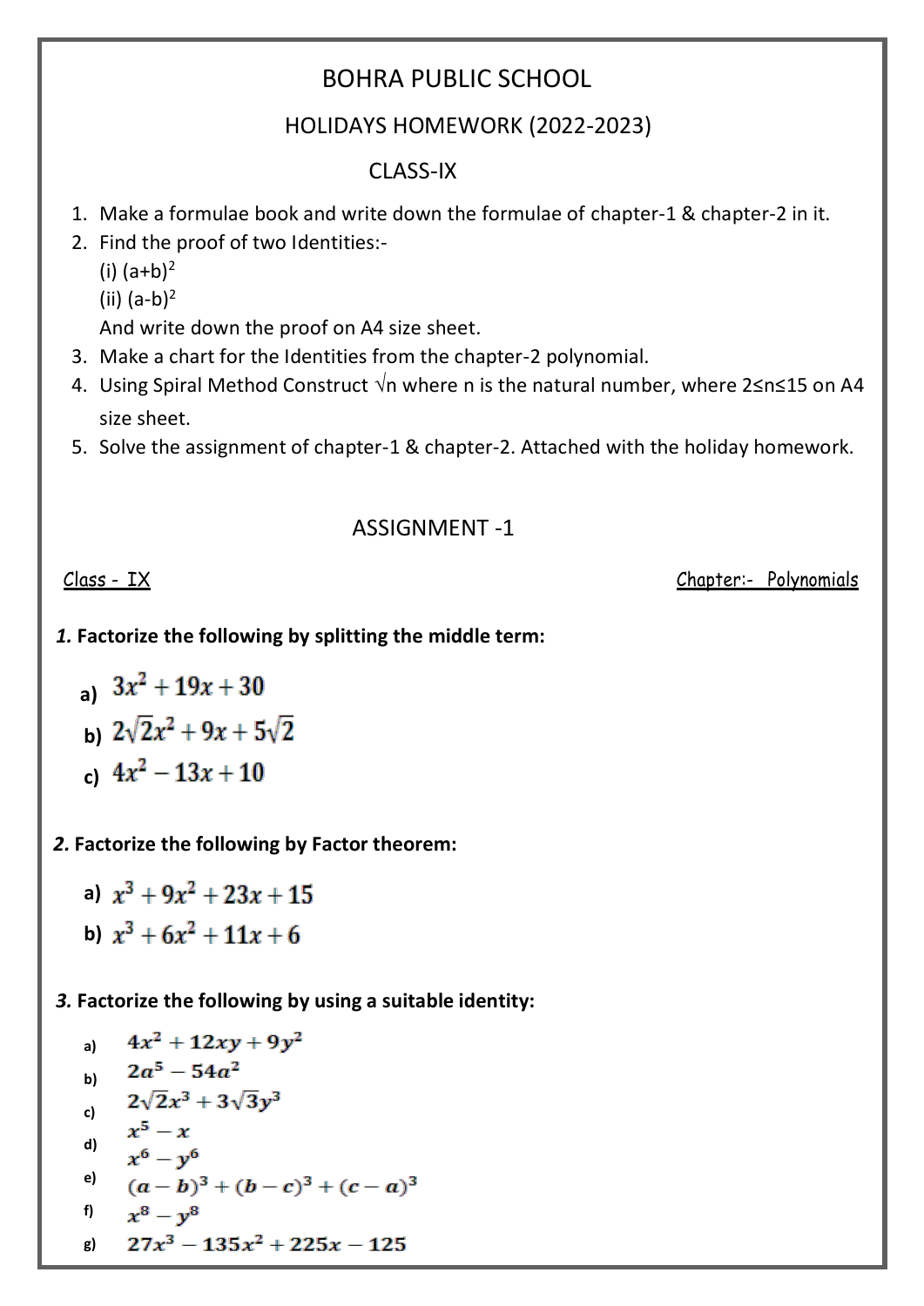# BOHRA PUBLIC SCHOOL

## HOLIDAYS HOMEWORK (2022-2023)

## CLASS-IX

1. Make a formulae book and write down the formulae of chapter-1 & chapter-2 in it.
2. Find the proof of two Identities:-
   (i) $(a+b)^2$
   (ii) $(a-b)^2$
   And write down the proof on A4 size sheet.
3. Make a chart for the Identities from the chapter-2 polynomial.
4. Using Spiral Method Construct $\sqrt{n}$ where n is the natural number, where $2 \leq n \leq 15$ on A4 size sheet.
5. Solve the assignment of chapter-1 & chapter-2. Attached with the holiday homework.

## ASSIGNMENT -1

Class - IX

Chapter:- Polynomials

***1.*** **Factorize the following by splitting the middle term:**

a) $3x^2 + 19x + 30$

b) $2\sqrt{2}x^2 + 9x + 5\sqrt{2}$

c) $4x^2 - 13x + 10$

***2.*** **Factorize the following by Factor theorem:**

a) $x^3 + 9x^2 + 23x + 15$

b) $x^3 + 6x^2 + 11x + 6$

***3.*** **Factorize the following by using a suitable identity:**

a) $4x^2 + 12xy + 9y^2$

b) $2a^5 - 54a^2$

c) $2\sqrt{2}x^3 + 3\sqrt{3}y^3$

d) $x^5 - x$

e) $x^6 - y^6$

$(a-b)^3 + (b-c)^3 + (c-a)^3$

f) $x^8 - y^8$

g) $27x^3 - 135x^2 + 225x - 125$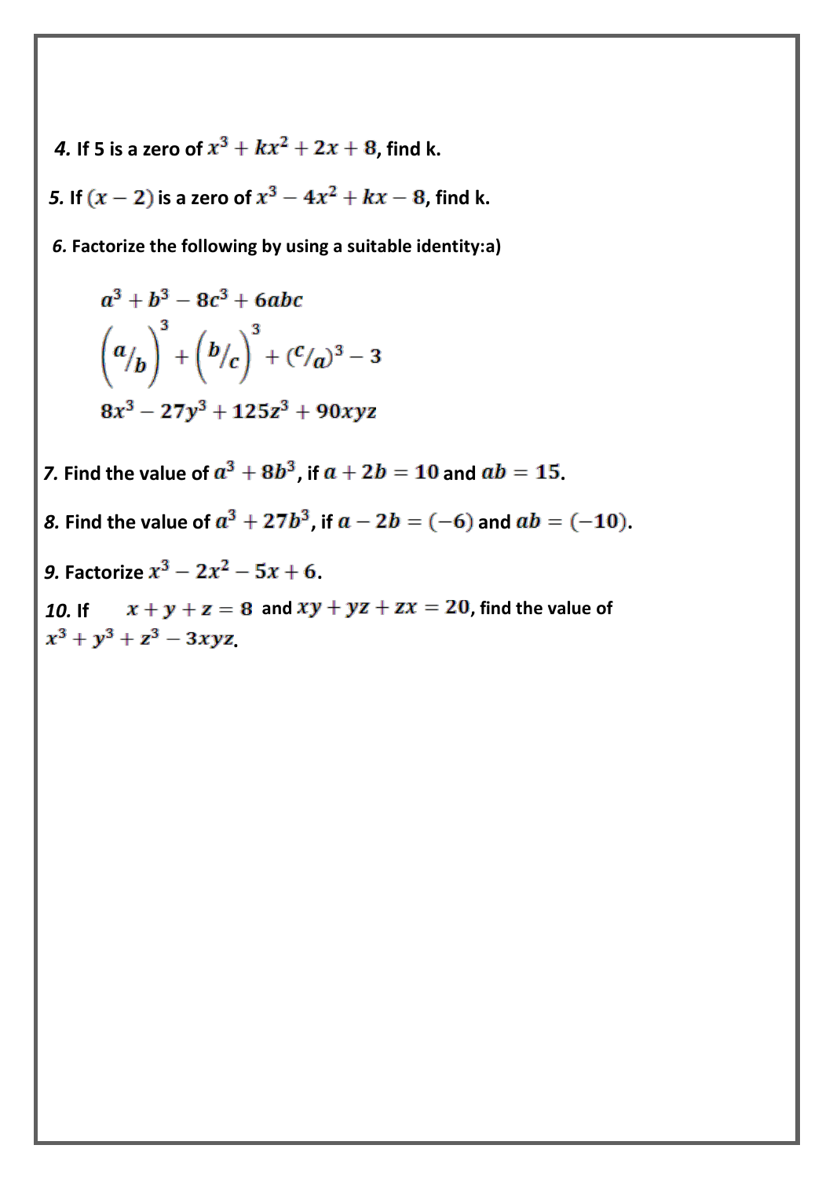*4.* **If 5 is a zero of $x^3 + kx^2 + 2x + 8$, find k.**

*5.* **If $(x - 2)$ is a zero of $x^3 - 4x^2 + kx - 8$, find k.**

*6.* **Factorize the following by using a suitable identity:a)**

$$a^3 + b^3 - 8c^3 + 6abc$$

$$\left({}^{a}/_{b}\right)^3 + \left({}^{b}/_{c}\right)^3 + ({}^{c}/_{a})^3 - 3$$

$$8x^3 - 27y^3 + 125z^3 + 90xyz$$

*7.* **Find the value of $a^3 + 8b^3$, if $a + 2b = 10$ and $ab = 15$.**

*8.* **Find the value of $a^3 + 27b^3$, if $a - 2b = (-6)$ and $ab = (-10)$.**

*9.* **Factorize $x^3 - 2x^2 - 5x + 6$.**

*10.* **If $x + y + z = 8$ and $xy + yz + zx = 20$, find the value of $x^3 + y^3 + z^3 - 3xyz$.**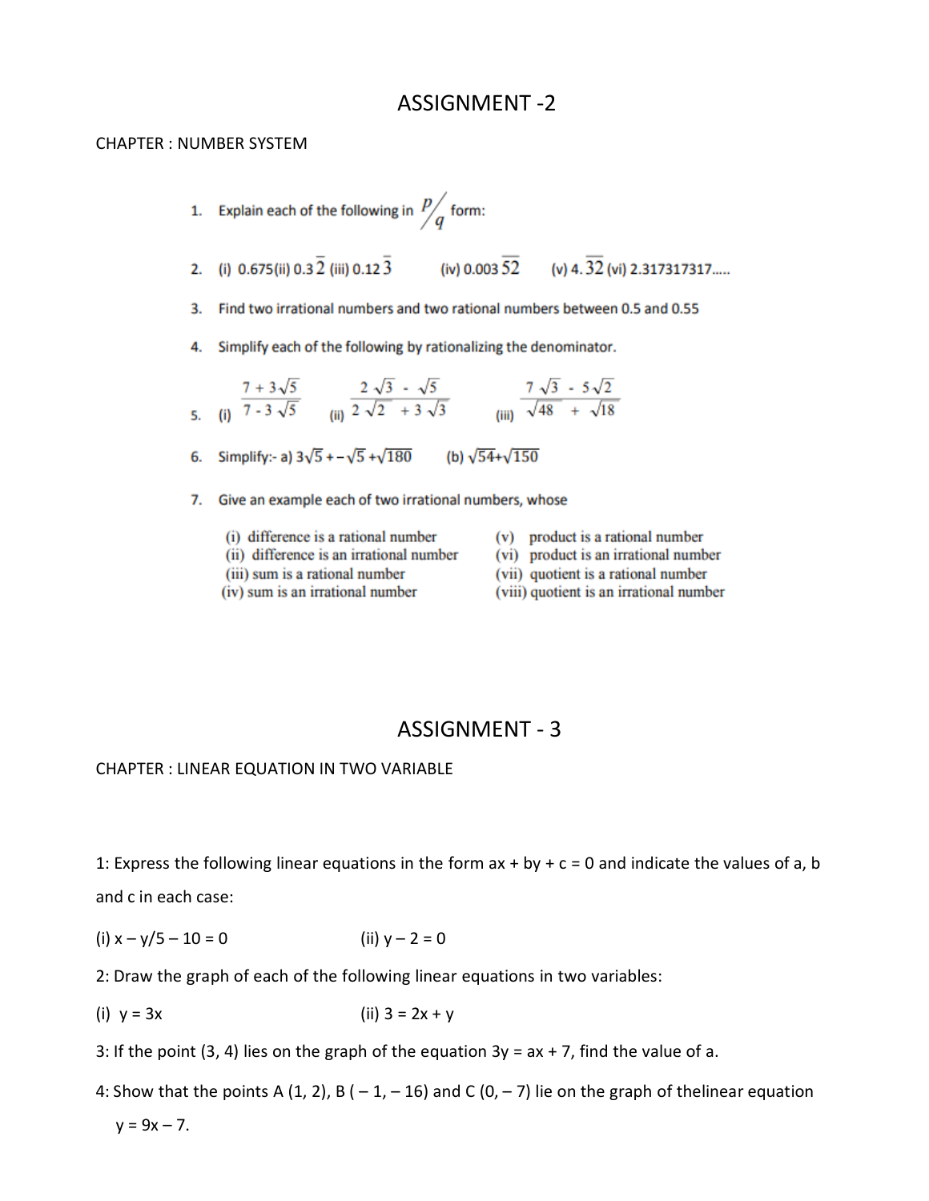# ASSIGNMENT -2

CHAPTER : NUMBER SYSTEM

1. Explain each of the following in $p/q$ form:
2. (i) 0.675(ii) $0.3\overline{2}$ (iii) $0.12\overline{3}$ (iv) $0.003\overline{52}$ (v) $4.\overline{32}$ (vi) 2.317317317.....
3. Find two irrational numbers and two rational numbers between 0.5 and 0.55
4. Simplify each of the following by rationalizing the denominator.
5. (i) $\frac{7 + 3\sqrt{5}}{7 - 3\sqrt{5}}$ (ii) $\frac{2\sqrt{3} - \sqrt{5}}{2\sqrt{2} + 3\sqrt{3}}$ (iii) $\frac{7\sqrt{3} - 5\sqrt{2}}{\sqrt{48} + \sqrt{18}}$
6. Simplify:- a) $3\sqrt{5} + -\sqrt{5} + \sqrt{180}$ (b) $\sqrt{54} + \sqrt{150}$
7. Give an example each of two irrational numbers, whose

   (i) difference is a rational number
   (ii) difference is an irrational number
   (iii) sum is a rational number
   (iv) sum is an irrational number
   (v) product is a rational number
   (vi) product is an irrational number
   (vii) quotient is a rational number
   (viii) quotient is an irrational number

# ASSIGNMENT - 3

CHAPTER : LINEAR EQUATION IN TWO VARIABLE

1: Express the following linear equations in the form ax + by + c = 0 and indicate the values of a, b and c in each case:

(i) $x - y/5 - 10 = 0$ (ii) $y - 2 = 0$

2: Draw the graph of each of the following linear equations in two variables:

(i) $y = 3x$ (ii) $3 = 2x + y$

3: If the point (3, 4) lies on the graph of the equation $3y = ax + 7$, find the value of a.

4: Show that the points A (1, 2), B ( – 1, – 16) and C (0, – 7) lie on the graph of thelinear equation $y = 9x - 7$.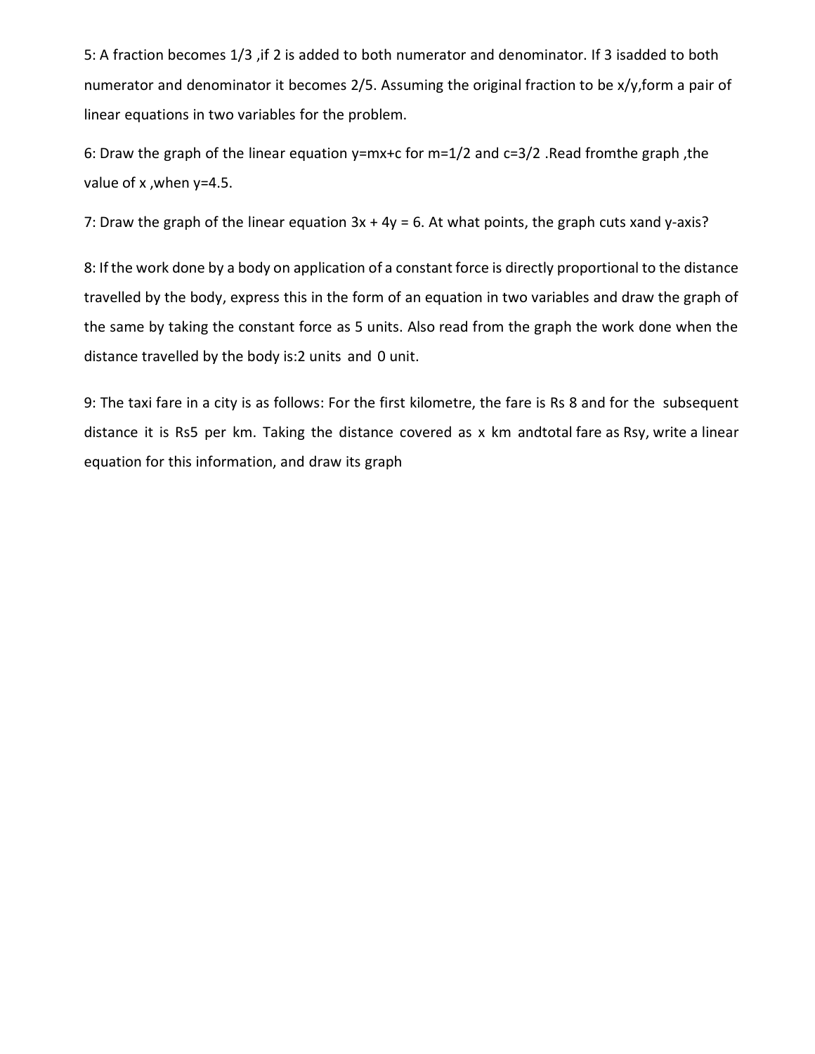5: A fraction becomes $1/3$ ,if 2 is added to both numerator and denominator. If 3 isadded to both numerator and denominator it becomes $2/5$. Assuming the original fraction to be $x/y$,form a pair of linear equations in two variables for the problem.

6: Draw the graph of the linear equation $y=mx+c$ for $m=1/2$ and $c=3/2$ .Read fromthe graph ,the value of x ,when $y=4.5$.

7: Draw the graph of the linear equation $3x + 4y = 6$. At what points, the graph cuts xand y-axis?

8: If the work done by a body on application of a constant force is directly proportional to the distance travelled by the body, express this in the form of an equation in two variables and draw the graph of the same by taking the constant force as 5 units. Also read from the graph the work done when the distance travelled by the body is:2 units and 0 unit.

9: The taxi fare in a city is as follows: For the first kilometre, the fare is Rs 8 and for the subsequent distance it is Rs5 per km. Taking the distance covered as x km andtotal fare as Rsy, write a linear equation for this information, and draw its graph